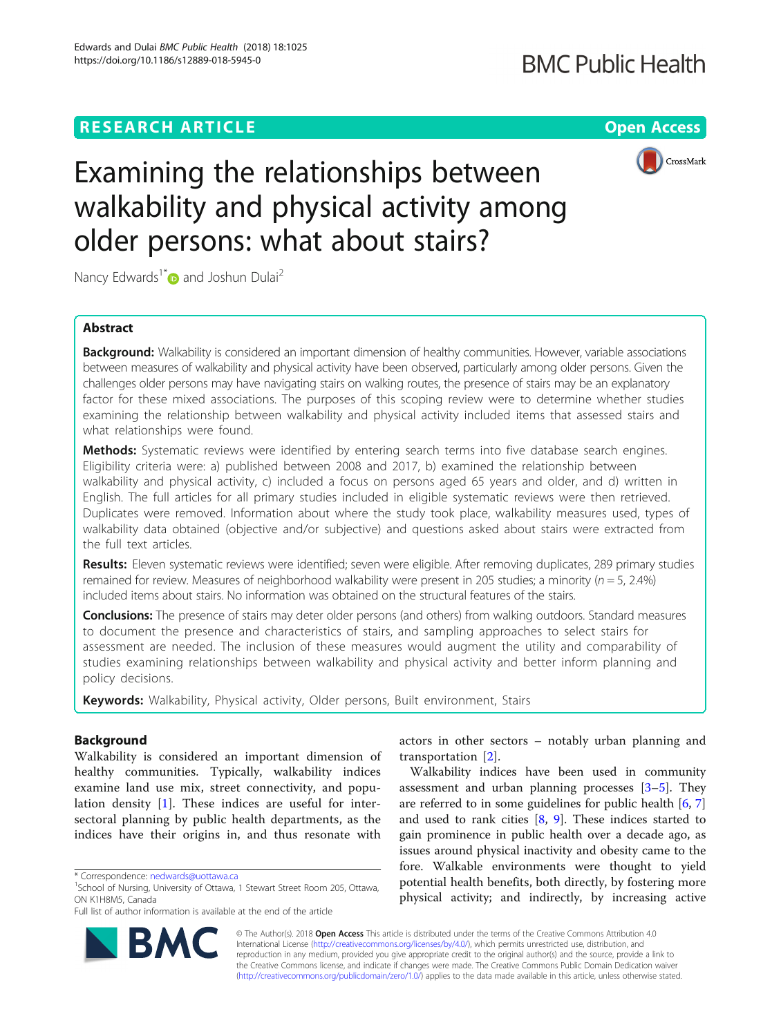## RESEARCH ARTICLE

Open Access

# Examining the relationships between walkability and physical activity among older persons: what about stairs?

Nancy Edwards[1*] and Joshun Dulai[2]

## Abstract

**Background:** Walkability is considered an important dimension of healthy communities. However, variable associations between measures of walkability and physical activity have been observed, particularly among older persons. Given the challenges older persons may have navigating stairs on walking routes, the presence of stairs may be an explanatory factor for these mixed associations. The purposes of this scoping review were to determine whether studies examining the relationship between walkability and physical activity included items that assessed stairs and what relationships were found.

**Methods:** Systematic reviews were identified by entering search terms into five database search engines. Eligibility criteria were: a) published between 2008 and 2017, b) examined the relationship between walkability and physical activity, c) included a focus on persons aged 65 years and older, and d) written in English. The full articles for all primary studies included in eligible systematic reviews were then retrieved. Duplicates were removed. Information about where the study took place, walkability measures used, types of walkability data obtained (objective and/or subjective) and questions asked about stairs were extracted from the full text articles.

**Results:** Eleven systematic reviews were identified; seven were eligible. After removing duplicates, 289 primary studies remained for review. Measures of neighborhood walkability were present in 205 studies; a minority ($n = 5$, 2.4%) included items about stairs. No information was obtained on the structural features of the stairs.

**Conclusions:** The presence of stairs may deter older persons (and others) from walking outdoors. Standard measures to document the presence and characteristics of stairs, and sampling approaches to select stairs for assessment are needed. The inclusion of these measures would augment the utility and comparability of studies examining relationships between walkability and physical activity and better inform planning and policy decisions.

**Keywords:** Walkability, Physical activity, Older persons, Built environment, Stairs

## Background

Walkability is considered an important dimension of healthy communities. Typically, walkability indices examine land use mix, street connectivity, and population density [1]. These indices are useful for intersectoral planning by public health departments, as the indices have their origins in, and thus resonate with actors in other sectors – notably urban planning and transportation [2].

Walkability indices have been used in community assessment and urban planning processes [3–5]. They are referred to in some guidelines for public health [6, 7] and used to rank cities [8, 9]. These indices started to gain prominence in public health over a decade ago, as issues around physical inactivity and obesity came to the fore. Walkable environments were thought to yield potential health benefits, both directly, by fostering more physical activity; and indirectly, by increasing active

* Correspondence: nedwards@uottawa.ca
[1]School of Nursing, University of Ottawa, 1 Stewart Street Room 205, Ottawa, ON K1H8M5, Canada
Full list of author information is available at the end of the article

© The Author(s). 2018 **Open Access** This article is distributed under the terms of the Creative Commons Attribution 4.0 International License (http://creativecommons.org/licenses/by/4.0/), which permits unrestricted use, distribution, and reproduction in any medium, provided you give appropriate credit to the original author(s) and the source, provide a link to the Creative Commons license, and indicate if changes were made. The Creative Commons Public Domain Dedication waiver (http://creativecommons.org/publicdomain/zero/1.0/) applies to the data made available in this article, unless otherwise stated.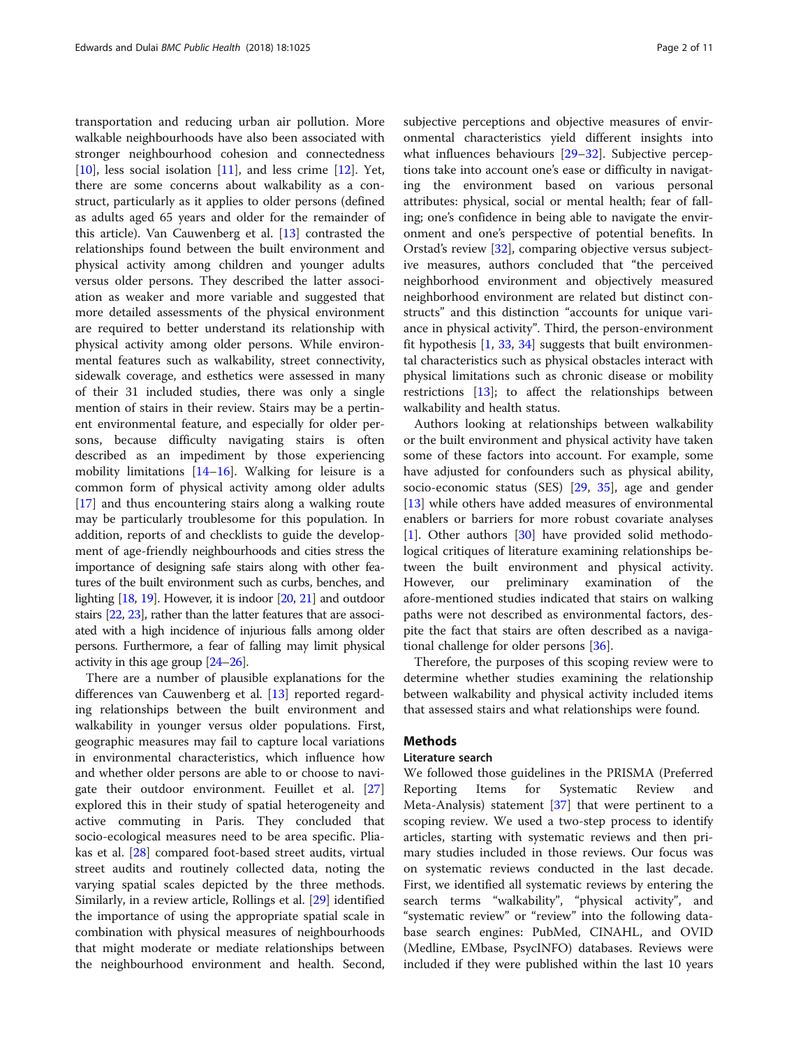transportation and reducing urban air pollution. More walkable neighbourhoods have also been associated with stronger neighbourhood cohesion and connectedness [10], less social isolation [11], and less crime [12]. Yet, there are some concerns about walkability as a construct, particularly as it applies to older persons (defined as adults aged 65 years and older for the remainder of this article). Van Cauwenberg et al. [13] contrasted the relationships found between the built environment and physical activity among children and younger adults versus older persons. They described the latter association as weaker and more variable and suggested that more detailed assessments of the physical environment are required to better understand its relationship with physical activity among older persons. While environmental features such as walkability, street connectivity, sidewalk coverage, and esthetics were assessed in many of their 31 included studies, there was only a single mention of stairs in their review. Stairs may be a pertinent environmental feature, and especially for older persons, because difficulty navigating stairs is often described as an impediment by those experiencing mobility limitations [14–16]. Walking for leisure is a common form of physical activity among older adults [17] and thus encountering stairs along a walking route may be particularly troublesome for this population. In addition, reports of and checklists to guide the development of age-friendly neighbourhoods and cities stress the importance of designing safe stairs along with other features of the built environment such as curbs, benches, and lighting [18, 19]. However, it is indoor [20, 21] and outdoor stairs [22, 23], rather than the latter features that are associated with a high incidence of injurious falls among older persons. Furthermore, a fear of falling may limit physical activity in this age group [24–26].

There are a number of plausible explanations for the differences van Cauwenberg et al. [13] reported regarding relationships between the built environment and walkability in younger versus older populations. First, geographic measures may fail to capture local variations in environmental characteristics, which influence how and whether older persons are able to or choose to navigate their outdoor environment. Feuillet et al. [27] explored this in their study of spatial heterogeneity and active commuting in Paris. They concluded that socio-ecological measures need to be area specific. Pliakas et al. [28] compared foot-based street audits, virtual street audits and routinely collected data, noting the varying spatial scales depicted by the three methods. Similarly, in a review article, Rollings et al. [29] identified the importance of using the appropriate spatial scale in combination with physical measures of neighbourhoods that might moderate or mediate relationships between the neighbourhood environment and health. Second, subjective perceptions and objective measures of environmental characteristics yield different insights into what influences behaviours [29–32]. Subjective perceptions take into account one's ease or difficulty in navigating the environment based on various personal attributes: physical, social or mental health; fear of falling; one's confidence in being able to navigate the environment and one's perspective of potential benefits. In Orstad's review [32], comparing objective versus subjective measures, authors concluded that "the perceived neighborhood environment and objectively measured neighborhood environment are related but distinct constructs" and this distinction "accounts for unique variance in physical activity". Third, the person-environment fit hypothesis [1, 33, 34] suggests that built environmental characteristics such as physical obstacles interact with physical limitations such as chronic disease or mobility restrictions [13]; to affect the relationships between walkability and health status.

Authors looking at relationships between walkability or the built environment and physical activity have taken some of these factors into account. For example, some have adjusted for confounders such as physical ability, socio-economic status (SES) [29, 35], age and gender [13] while others have added measures of environmental enablers or barriers for more robust covariate analyses [1]. Other authors [30] have provided solid methodological critiques of literature examining relationships between the built environment and physical activity. However, our preliminary examination of the afore-mentioned studies indicated that stairs on walking paths were not described as environmental factors, despite the fact that stairs are often described as a navigational challenge for older persons [36].

Therefore, the purposes of this scoping review were to determine whether studies examining the relationship between walkability and physical activity included items that assessed stairs and what relationships were found.

## Methods

### Literature search

We followed those guidelines in the PRISMA (Preferred Reporting Items for Systematic Review and Meta-Analysis) statement [37] that were pertinent to a scoping review. We used a two-step process to identify articles, starting with systematic reviews and then primary studies included in those reviews. Our focus was on systematic reviews conducted in the last decade. First, we identified all systematic reviews by entering the search terms "walkability", "physical activity", and "systematic review" or "review" into the following database search engines: PubMed, CINAHL, and OVID (Medline, EMbase, PsycINFO) databases. Reviews were included if they were published within the last 10 years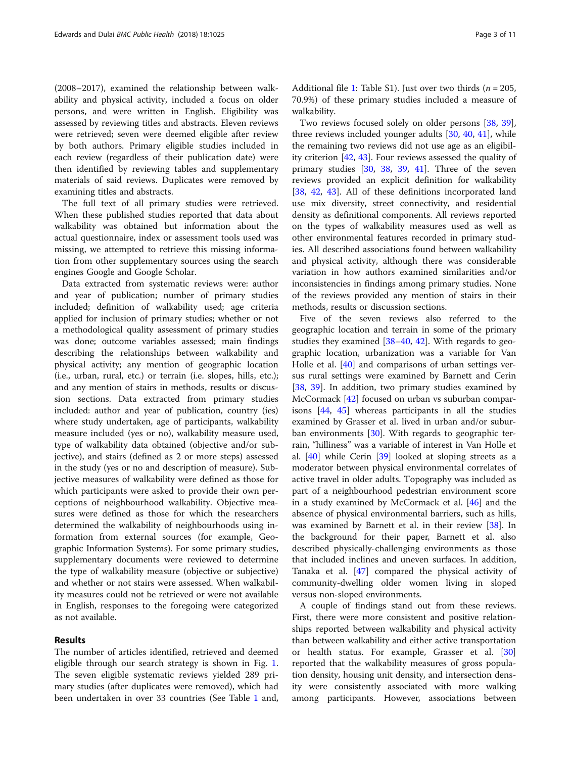(2008–2017), examined the relationship between walkability and physical activity, included a focus on older persons, and were written in English. Eligibility was assessed by reviewing titles and abstracts. Eleven reviews were retrieved; seven were deemed eligible after review by both authors. Primary eligible studies included in each review (regardless of their publication date) were then identified by reviewing tables and supplementary materials of said reviews. Duplicates were removed by examining titles and abstracts.

The full text of all primary studies were retrieved. When these published studies reported that data about walkability was obtained but information about the actual questionnaire, index or assessment tools used was missing, we attempted to retrieve this missing information from other supplementary sources using the search engines Google and Google Scholar.

Data extracted from systematic reviews were: author and year of publication; number of primary studies included; definition of walkability used; age criteria applied for inclusion of primary studies; whether or not a methodological quality assessment of primary studies was done; outcome variables assessed; main findings describing the relationships between walkability and physical activity; any mention of geographic location (i.e., urban, rural, etc.) or terrain (i.e. slopes, hills, etc.); and any mention of stairs in methods, results or discussion sections. Data extracted from primary studies included: author and year of publication, country (ies) where study undertaken, age of participants, walkability measure included (yes or no), walkability measure used, type of walkability data obtained (objective and/or subjective), and stairs (defined as 2 or more steps) assessed in the study (yes or no and description of measure). Subjective measures of walkability were defined as those for which participants were asked to provide their own perceptions of neighbourhood walkability. Objective measures were defined as those for which the researchers determined the walkability of neighbourhoods using information from external sources (for example, Geographic Information Systems). For some primary studies, supplementary documents were reviewed to determine the type of walkability measure (objective or subjective) and whether or not stairs were assessed. When walkability measures could not be retrieved or were not available in English, responses to the foregoing were categorized as not available.

## Results

The number of articles identified, retrieved and deemed eligible through our search strategy is shown in Fig. 1. The seven eligible systematic reviews yielded 289 primary studies (after duplicates were removed), which had been undertaken in over 33 countries (See Table 1 and, Additional file 1: Table S1). Just over two thirds ($n = 205$, 70.9%) of these primary studies included a measure of walkability.

Two reviews focused solely on older persons [38, 39], three reviews included younger adults [30, 40, 41], while the remaining two reviews did not use age as an eligibility criterion [42, 43]. Four reviews assessed the quality of primary studies [30, 38, 39, 41]. Three of the seven reviews provided an explicit definition for walkability [38, 42, 43]. All of these definitions incorporated land use mix diversity, street connectivity, and residential density as definitional components. All reviews reported on the types of walkability measures used as well as other environmental features recorded in primary studies. All described associations found between walkability and physical activity, although there was considerable variation in how authors examined similarities and/or inconsistencies in findings among primary studies. None of the reviews provided any mention of stairs in their methods, results or discussion sections.

Five of the seven reviews also referred to the geographic location and terrain in some of the primary studies they examined [38–40, 42]. With regards to geographic location, urbanization was a variable for Van Holle et al. [40] and comparisons of urban settings versus rural settings were examined by Barnett and Cerin [38, 39]. In addition, two primary studies examined by McCormack [42] focused on urban vs suburban comparisons [44, 45] whereas participants in all the studies examined by Grasser et al. lived in urban and/or suburban environments [30]. With regards to geographic terrain, "hilliness" was a variable of interest in Van Holle et al. [40] while Cerin [39] looked at sloping streets as a moderator between physical environmental correlates of active travel in older adults. Topography was included as part of a neighbourhood pedestrian environment score in a study examined by McCormack et al. [46] and the absence of physical environmental barriers, such as hills, was examined by Barnett et al. in their review [38]. In the background for their paper, Barnett et al. also described physically-challenging environments as those that included inclines and uneven surfaces. In addition, Tanaka et al. [47] compared the physical activity of community-dwelling older women living in sloped versus non-sloped environments.

A couple of findings stand out from these reviews. First, there were more consistent and positive relationships reported between walkability and physical activity than between walkability and either active transportation or health status. For example, Grasser et al. [30] reported that the walkability measures of gross population density, housing unit density, and intersection density were consistently associated with more walking among participants. However, associations between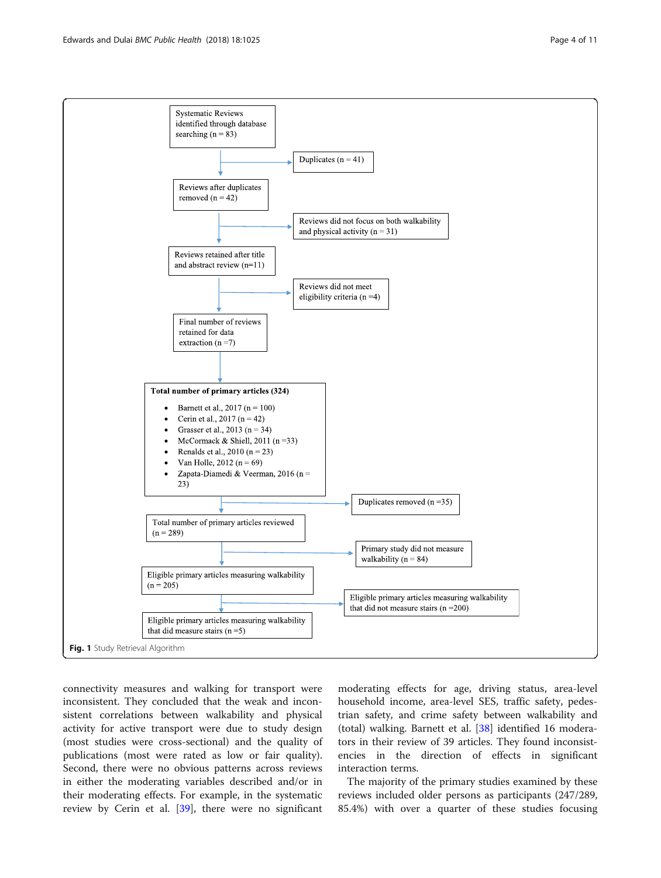Systematic Reviews identified through database searching (n = 83)

Duplicates (n = 41)

Reviews after duplicates removed (n = 42)

Reviews did not focus on both walkability and physical activity (n = 31)

Reviews retained after title and abstract review (n=11)

Reviews did not meet eligibility criteria (n =4)

Final number of reviews retained for data extraction (n =7)

**Total number of primary articles (324)**

- Barnett et al., 2017 (n = 100)
- Cerin et al., 2017 (n = 42)
- Grasser et al., 2013 (n = 34)
- McCormack & Shiell, 2011 (n =33)
- Renalds et al., 2010 (n = 23)
- Van Holle, 2012 (n = 69)
- Zapata-Diamedi & Veerman, 2016 (n = 23)

Duplicates removed (n =35)

Total number of primary articles reviewed (n = 289)

Primary study did not measure walkability (n = 84)

Eligible primary articles measuring walkability (n = 205)

Eligible primary articles measuring walkability that did not measure stairs (n =200)

Eligible primary articles measuring walkability that did measure stairs (n =5)

**Fig. 1** Study Retrieval Algorithm

connectivity measures and walking for transport were inconsistent. They concluded that the weak and inconsistent correlations between walkability and physical activity for active transport were due to study design (most studies were cross-sectional) and the quality of publications (most were rated as low or fair quality). Second, there were no obvious patterns across reviews in either the moderating variables described and/or in their moderating effects. For example, in the systematic review by Cerin et al. [39], there were no significant moderating effects for age, driving status, area-level household income, area-level SES, traffic safety, pedestrian safety, and crime safety between walkability and (total) walking. Barnett et al. [38] identified 16 moderators in their review of 39 articles. They found inconsistencies in the direction of effects in significant interaction terms.

The majority of the primary studies examined by these reviews included older persons as participants (247/289, 85.4%) with over a quarter of these studies focusing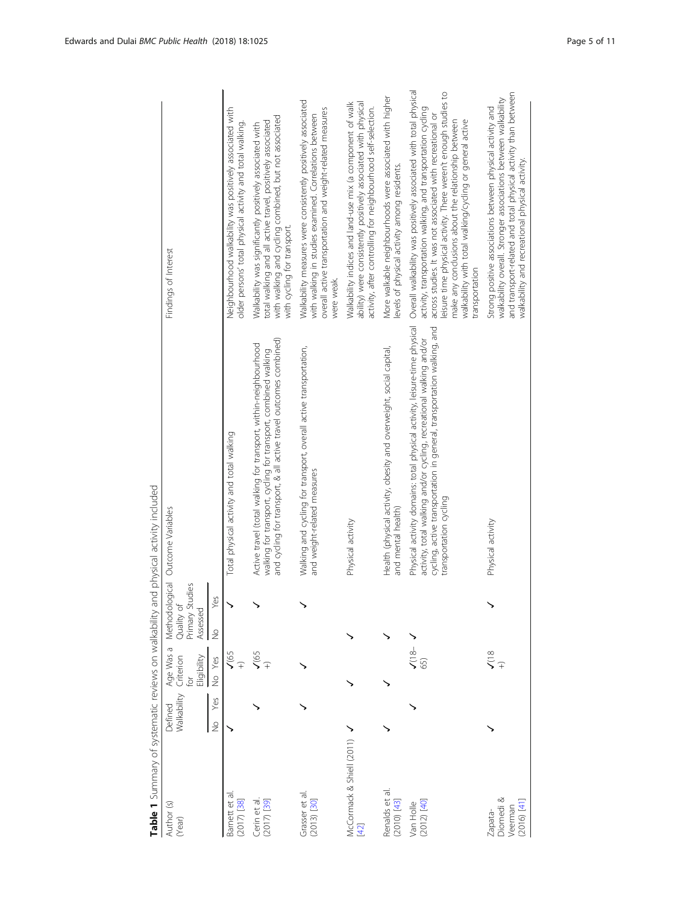**Table 1** Summary of systematic reviews on walkability and physical activity included

| Author (s) (Year) | Defined Walkability | | Age Was a Criterion for Eligibility | | Methodological Quality of Primary Studies Assessed | | Outcome Variables | Findings of Interest |
|---|---|---|---|---|---|---|---|---|
| | No | Yes | No | Yes | No | Yes | | |
| Barnett et al. (2017) [38] | ✓ | | | ✓(65 +) | | ✓ | Total physical activity and total walking | Neighbourhood walkability was positively associated with older persons' total physical activity and total walking. |
| Cerin et al. (2017) [39] | | ✓ | | ✓(65 +) | | ✓ | Active travel (total walking for transport, within-neighbourhood walking for transport, cycling for transport, combined walking and cycling for transport, & all active travel outcomes combined) | Walkability was significantly positively associated with total walking and all active travel, positively associated with walking and cycling combined, but not associated with cycling for transport. |
| Grasser et al. (2013) [30] | | ✓ | ✓ | | | ✓ | Walking and cycling for transport, overall active transportation, and weight-related measures | Walkability measures were consistently positively associated with walking in studies examined. Correlations between overall active transportation and weight-related measures were weak. |
| McCormack & Shiell (2011) [42] | ✓ | | ✓ | | ✓ | | Physical activity | Walkability indices and land-use mix (a component of walk ability) were consistently positively associated with physical activity, after controlling for neighbourhood self-selection. |
| Renalds et al. (2010) [43] | ✓ | | ✓ | | ✓ | | Health (physical activity, obesity and overweight, social capital, and mental health) | More walkable neighbourhoods were associated with higher levels of physical activity among residents. |
| Van Holle (2012) [40] | | ✓ | | ✓(18–65) | ✓ | | Physical activity domains: total physical activity, leisure-time physical activity, total walking and/or cycling, recreational walking and/or cycling, active transportation in general, transportation walking, and transportation cycling | Overall walkability was positively associated with total physical activity, transportation walking, and transportation cycling across studies. It was not associated with recreational or leisure time physical activity. There weren't enough studies to make any conclusions about the relationship between walkability with total walking/cycling or general active transportation |
| Zapata-Diomedi & Veerman (2016) [41] | | ✓ | | ✓(18 +) | | ✓ | Physical activity | Strong positive associations between physical activity and walkability overall. Stronger associations between walkability and transport-related and total physical activity than between walkability and recreational physical activity. |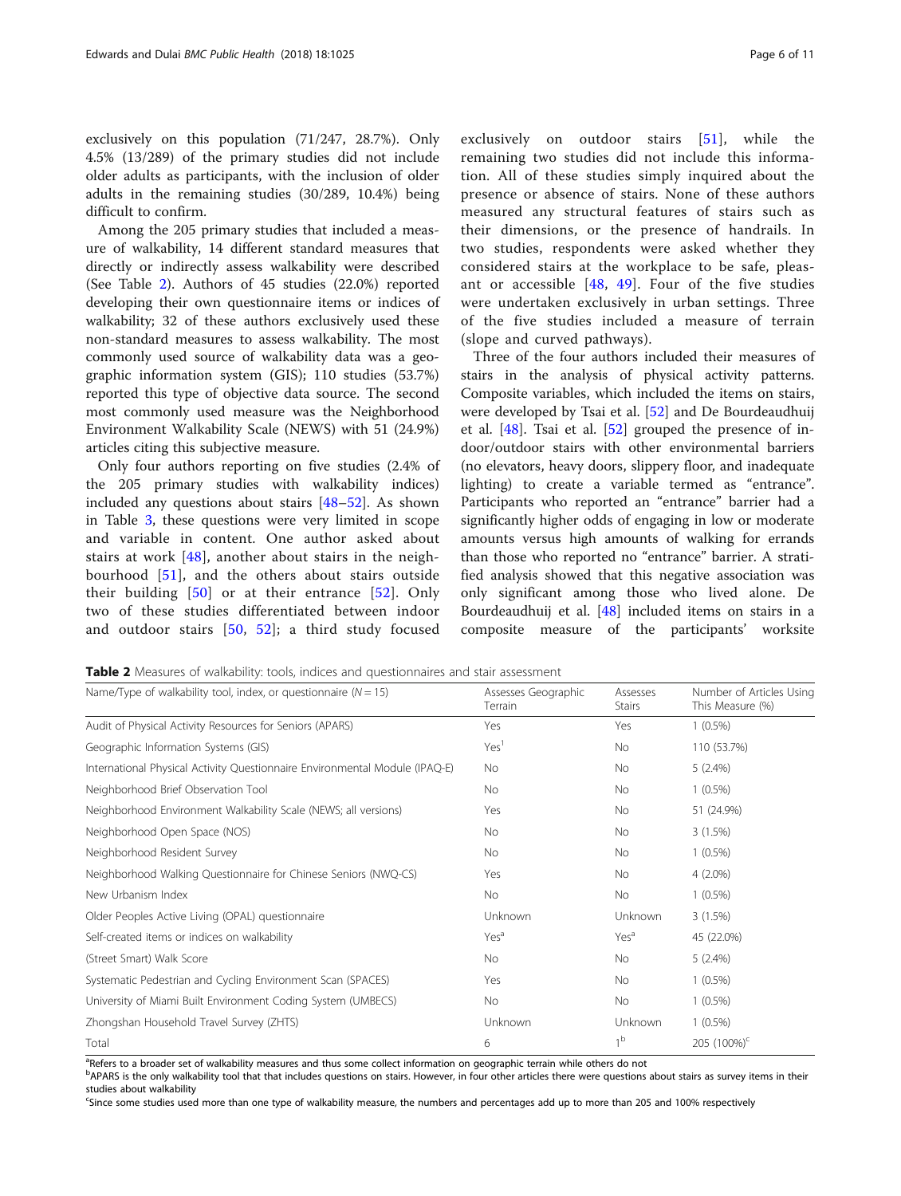exclusively on this population (71/247, 28.7%). Only 4.5% (13/289) of the primary studies did not include older adults as participants, with the inclusion of older adults in the remaining studies (30/289, 10.4%) being difficult to confirm.

Among the 205 primary studies that included a measure of walkability, 14 different standard measures that directly or indirectly assess walkability were described (See Table 2). Authors of 45 studies (22.0%) reported developing their own questionnaire items or indices of walkability; 32 of these authors exclusively used these non-standard measures to assess walkability. The most commonly used source of walkability data was a geographic information system (GIS); 110 studies (53.7%) reported this type of objective data source. The second most commonly used measure was the Neighborhood Environment Walkability Scale (NEWS) with 51 (24.9%) articles citing this subjective measure.

Only four authors reporting on five studies (2.4% of the 205 primary studies with walkability indices) included any questions about stairs [48–52]. As shown in Table 3, these questions were very limited in scope and variable in content. One author asked about stairs at work [48], another about stairs in the neighbourhood [51], and the others about stairs outside their building [50] or at their entrance [52]. Only two of these studies differentiated between indoor and outdoor stairs [50, 52]; a third study focused exclusively on outdoor stairs [51], while the remaining two studies did not include this information. All of these studies simply inquired about the presence or absence of stairs. None of these authors measured any structural features of stairs such as their dimensions, or the presence of handrails. In two studies, respondents were asked whether they considered stairs at the workplace to be safe, pleasant or accessible [48, 49]. Four of the five studies were undertaken exclusively in urban settings. Three of the five studies included a measure of terrain (slope and curved pathways).

Three of the four authors included their measures of stairs in the analysis of physical activity patterns. Composite variables, which included the items on stairs, were developed by Tsai et al. [52] and De Bourdeaudhuij et al. [48]. Tsai et al. [52] grouped the presence of indoor/outdoor stairs with other environmental barriers (no elevators, heavy doors, slippery floor, and inadequate lighting) to create a variable termed as "entrance". Participants who reported an "entrance" barrier had a significantly higher odds of engaging in low or moderate amounts versus high amounts of walking for errands than those who reported no "entrance" barrier. A stratified analysis showed that this negative association was only significant among those who lived alone. De Bourdeaudhuij et al. [48] included items on stairs in a composite measure of the participants' worksite

**Table 2** Measures of walkability: tools, indices and questionnaires and stair assessment

| Name/Type of walkability tool, index, or questionnaire ($N = 15$) | Assesses Geographic Terrain | Assesses Stairs | Number of Articles Using This Measure (%) |
|---|---|---|---|
| Audit of Physical Activity Resources for Seniors (APARS) | Yes | Yes | 1 (0.5%) |
| Geographic Information Systems (GIS) | Yes[1] | No | 110 (53.7%) |
| International Physical Activity Questionnaire Environmental Module (IPAQ-E) | No | No | 5 (2.4%) |
| Neighborhood Brief Observation Tool | No | No | 1 (0.5%) |
| Neighborhood Environment Walkability Scale (NEWS; all versions) | Yes | No | 51 (24.9%) |
| Neighborhood Open Space (NOS) | No | No | 3 (1.5%) |
| Neighborhood Resident Survey | No | No | 1 (0.5%) |
| Neighborhood Walking Questionnaire for Chinese Seniors (NWQ-CS) | Yes | No | 4 (2.0%) |
| New Urbanism Index | No | No | 1 (0.5%) |
| Older Peoples Active Living (OPAL) questionnaire | Unknown | Unknown | 3 (1.5%) |
| Self-created items or indices on walkability | Yes[a] | Yes[a] | 45 (22.0%) |
| (Street Smart) Walk Score | No | No | 5 (2.4%) |
| Systematic Pedestrian and Cycling Environment Scan (SPACES) | Yes | No | 1 (0.5%) |
| University of Miami Built Environment Coding System (UMBECS) | No | No | 1 (0.5%) |
| Zhongshan Household Travel Survey (ZHTS) | Unknown | Unknown | 1 (0.5%) |
| Total | 6 | 1[b] | 205 (100%)[c] |

[a]Refers to a broader set of walkability measures and thus some collect information on geographic terrain while others do not

[b]APARS is the only walkability tool that that includes questions on stairs. However, in four other articles there were questions about stairs as survey items in their studies about walkability

[c]Since some studies used more than one type of walkability measure, the numbers and percentages add up to more than 205 and 100% respectively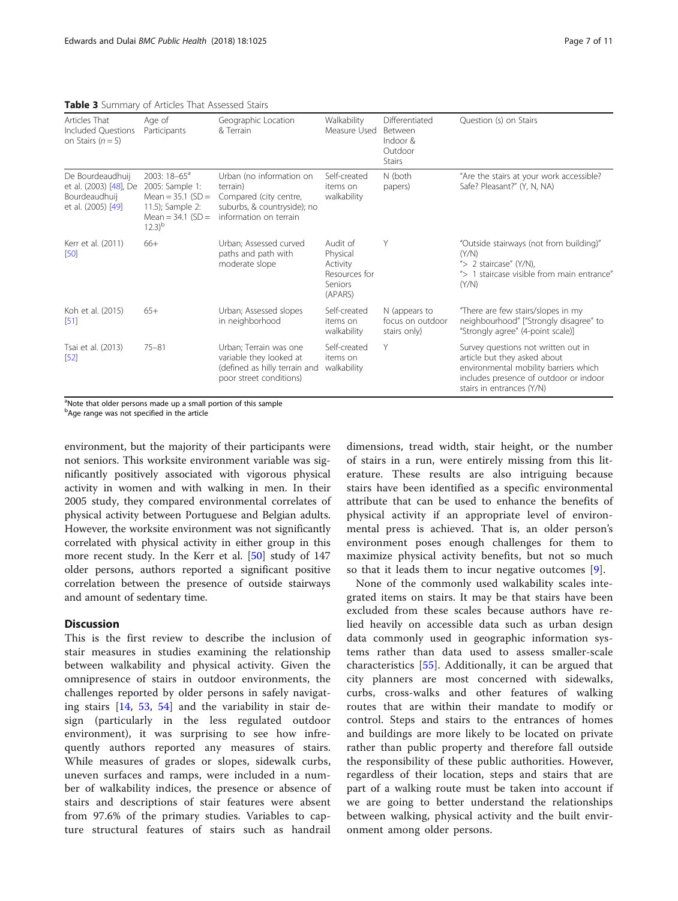**Table 3** Summary of Articles That Assessed Stairs

| Articles That Included Questions on Stairs (n = 5) | Age of Participants | Geographic Location & Terrain | Walkability Measure Used | Differentiated Between Indoor & Outdoor Stairs | Question (s) on Stairs |
|---|---|---|---|---|---|
| De Bourdeaudhuij et al. (2003) [48], De Bourdeaudhuij et al. (2005) [49] | 2003: 18–65[a] 2005: Sample 1: Mean = 35.1 (SD = 11.5); Sample 2: Mean = 34.1 (SD = 12.3)[b] | Urban (no information on terrain) Compared (city centre, suburbs, & countryside); no information on terrain | Self-created items on walkability | N (both papers) | "Are the stairs at your work accessible? Safe? Pleasant?" (Y, N, NA) |
| Kerr et al. (2011) [50] | 66+ | Urban; Assessed curved paths and path with moderate slope | Audit of Physical Activity Resources for Seniors (APARS) | Y | "Outside stairways (not from building)" (Y/N) "> 2 staircase" (Y/N), "> 1 staircase visible from main entrance" (Y/N) |
| Koh et al. (2015) [51] | 65+ | Urban; Assessed slopes in neighborhood | Self-created items on walkability | N (appears to focus on outdoor stairs only) | "There are few stairs/slopes in my neighbourhood" ["Strongly disagree" to "Strongly agree" (4-point scale)] |
| Tsai et al. (2013) [52] | 75–81 | Urban; Terrain was one variable they looked at (defined as hilly terrain and poor street conditions) | Self-created items on walkability | Y | Survey questions not written out in article but they asked about environmental mobility barriers which includes presence of outdoor or indoor stairs in entrances (Y/N) |

[a]Note that older persons made up a small portion of this sample
[b]Age range was not specified in the article

environment, but the majority of their participants were not seniors. This worksite environment variable was significantly positively associated with vigorous physical activity in women and with walking in men. In their 2005 study, they compared environmental correlates of physical activity between Portuguese and Belgian adults. However, the worksite environment was not significantly correlated with physical activity in either group in this more recent study. In the Kerr et al. [50] study of 147 older persons, authors reported a significant positive correlation between the presence of outside stairways and amount of sedentary time.

## Discussion

This is the first review to describe the inclusion of stair measures in studies examining the relationship between walkability and physical activity. Given the omnipresence of stairs in outdoor environments, the challenges reported by older persons in safely navigating stairs [14, 53, 54] and the variability in stair design (particularly in the less regulated outdoor environment), it was surprising to see how infrequently authors reported any measures of stairs. While measures of grades or slopes, sidewalk curbs, uneven surfaces and ramps, were included in a number of walkability indices, the presence or absence of stairs and descriptions of stair features were absent from 97.6% of the primary studies. Variables to capture structural features of stairs such as handrail dimensions, tread width, stair height, or the number of stairs in a run, were entirely missing from this literature. These results are also intriguing because stairs have been identified as a specific environmental attribute that can be used to enhance the benefits of physical activity if an appropriate level of environmental press is achieved. That is, an older person's environment poses enough challenges for them to maximize physical activity benefits, but not so much so that it leads them to incur negative outcomes [9].

None of the commonly used walkability scales integrated items on stairs. It may be that stairs have been excluded from these scales because authors have relied heavily on accessible data such as urban design data commonly used in geographic information systems rather than data used to assess smaller-scale characteristics [55]. Additionally, it can be argued that city planners are most concerned with sidewalks, curbs, cross-walks and other features of walking routes that are within their mandate to modify or control. Steps and stairs to the entrances of homes and buildings are more likely to be located on private rather than public property and therefore fall outside the responsibility of these public authorities. However, regardless of their location, steps and stairs that are part of a walking route must be taken into account if we are going to better understand the relationships between walking, physical activity and the built environment among older persons.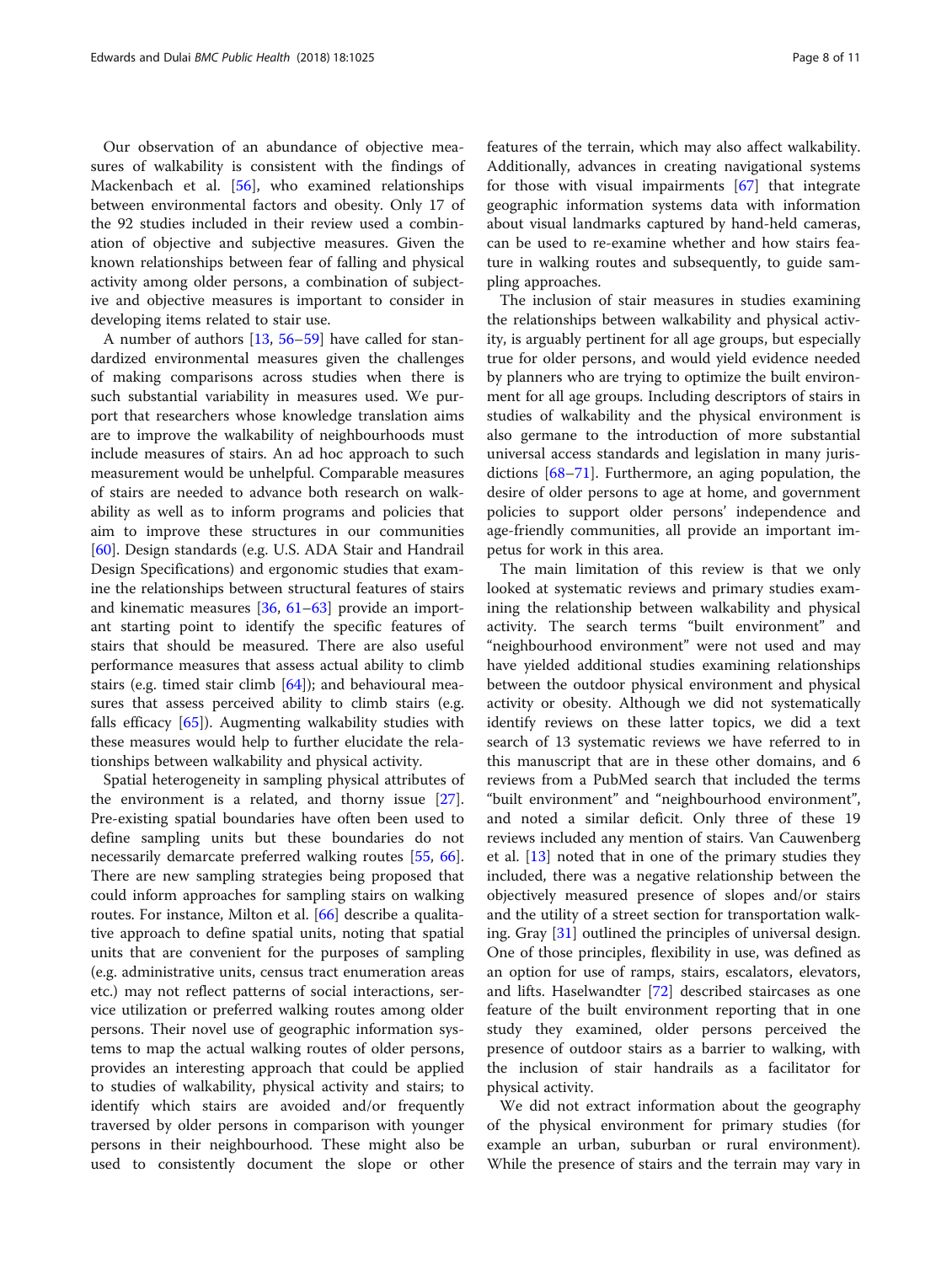Our observation of an abundance of objective measures of walkability is consistent with the findings of Mackenbach et al. [56], who examined relationships between environmental factors and obesity. Only 17 of the 92 studies included in their review used a combination of objective and subjective measures. Given the known relationships between fear of falling and physical activity among older persons, a combination of subjective and objective measures is important to consider in developing items related to stair use.

A number of authors [13, 56–59] have called for standardized environmental measures given the challenges of making comparisons across studies when there is such substantial variability in measures used. We purport that researchers whose knowledge translation aims are to improve the walkability of neighbourhoods must include measures of stairs. An ad hoc approach to such measurement would be unhelpful. Comparable measures of stairs are needed to advance both research on walkability as well as to inform programs and policies that aim to improve these structures in our communities [60]. Design standards (e.g. U.S. ADA Stair and Handrail Design Specifications) and ergonomic studies that examine the relationships between structural features of stairs and kinematic measures [36, 61–63] provide an important starting point to identify the specific features of stairs that should be measured. There are also useful performance measures that assess actual ability to climb stairs (e.g. timed stair climb [64]); and behavioural measures that assess perceived ability to climb stairs (e.g. falls efficacy [65]). Augmenting walkability studies with these measures would help to further elucidate the relationships between walkability and physical activity.

Spatial heterogeneity in sampling physical attributes of the environment is a related, and thorny issue [27]. Pre-existing spatial boundaries have often been used to define sampling units but these boundaries do not necessarily demarcate preferred walking routes [55, 66]. There are new sampling strategies being proposed that could inform approaches for sampling stairs on walking routes. For instance, Milton et al. [66] describe a qualitative approach to define spatial units, noting that spatial units that are convenient for the purposes of sampling (e.g. administrative units, census tract enumeration areas etc.) may not reflect patterns of social interactions, service utilization or preferred walking routes among older persons. Their novel use of geographic information systems to map the actual walking routes of older persons, provides an interesting approach that could be applied to studies of walkability, physical activity and stairs; to identify which stairs are avoided and/or frequently traversed by older persons in comparison with younger persons in their neighbourhood. These might also be used to consistently document the slope or other features of the terrain, which may also affect walkability. Additionally, advances in creating navigational systems for those with visual impairments [67] that integrate geographic information systems data with information about visual landmarks captured by hand-held cameras, can be used to re-examine whether and how stairs feature in walking routes and subsequently, to guide sampling approaches.

The inclusion of stair measures in studies examining the relationships between walkability and physical activity, is arguably pertinent for all age groups, but especially true for older persons, and would yield evidence needed by planners who are trying to optimize the built environment for all age groups. Including descriptors of stairs in studies of walkability and the physical environment is also germane to the introduction of more substantial universal access standards and legislation in many jurisdictions [68–71]. Furthermore, an aging population, the desire of older persons to age at home, and government policies to support older persons' independence and age-friendly communities, all provide an important impetus for work in this area.

The main limitation of this review is that we only looked at systematic reviews and primary studies examining the relationship between walkability and physical activity. The search terms "built environment" and "neighbourhood environment" were not used and may have yielded additional studies examining relationships between the outdoor physical environment and physical activity or obesity. Although we did not systematically identify reviews on these latter topics, we did a text search of 13 systematic reviews we have referred to in this manuscript that are in these other domains, and 6 reviews from a PubMed search that included the terms "built environment" and "neighbourhood environment", and noted a similar deficit. Only three of these 19 reviews included any mention of stairs. Van Cauwenberg et al. [13] noted that in one of the primary studies they included, there was a negative relationship between the objectively measured presence of slopes and/or stairs and the utility of a street section for transportation walking. Gray [31] outlined the principles of universal design. One of those principles, flexibility in use, was defined as an option for use of ramps, stairs, escalators, elevators, and lifts. Haselwandter [72] described staircases as one feature of the built environment reporting that in one study they examined, older persons perceived the presence of outdoor stairs as a barrier to walking, with the inclusion of stair handrails as a facilitator for physical activity.

We did not extract information about the geography of the physical environment for primary studies (for example an urban, suburban or rural environment). While the presence of stairs and the terrain may vary in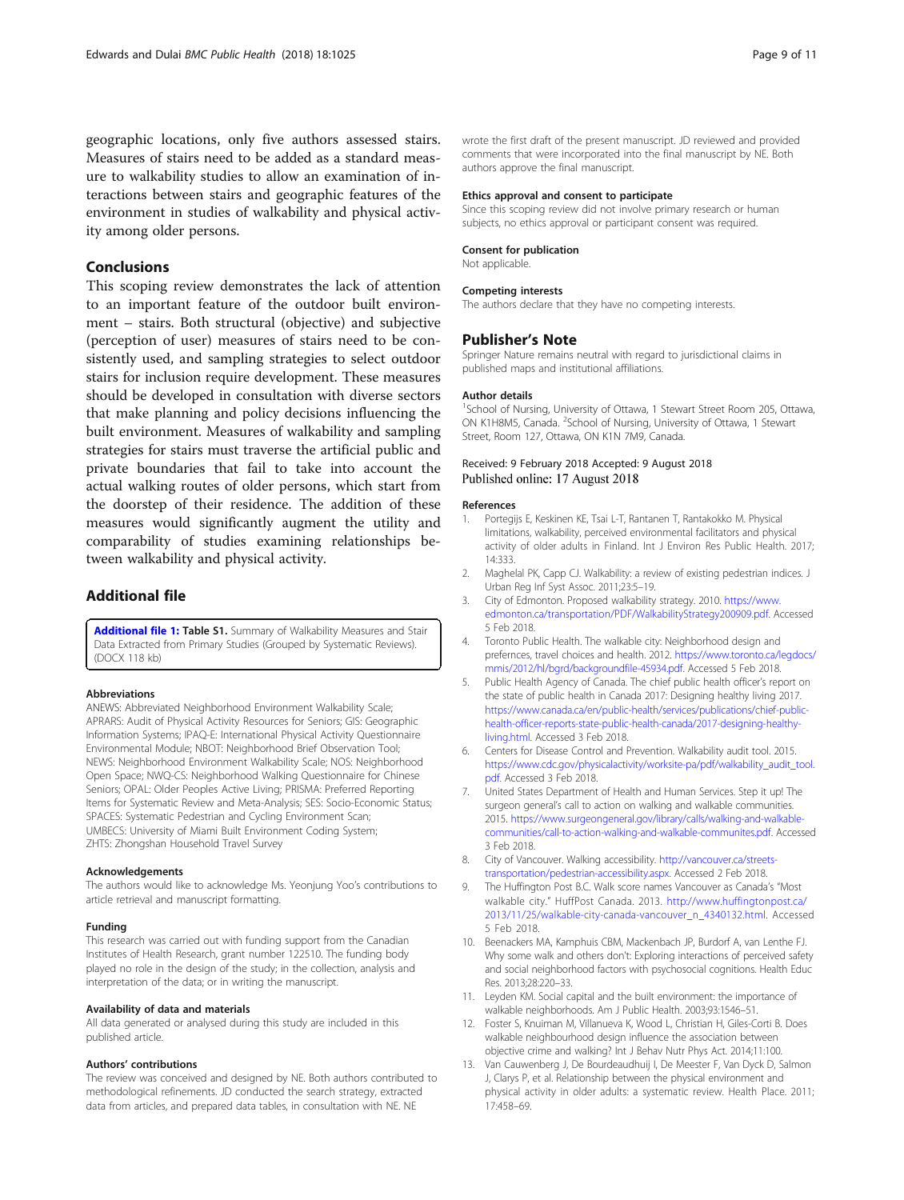geographic locations, only five authors assessed stairs. Measures of stairs need to be added as a standard measure to walkability studies to allow an examination of interactions between stairs and geographic features of the environment in studies of walkability and physical activity among older persons.

## Conclusions

This scoping review demonstrates the lack of attention to an important feature of the outdoor built environment – stairs. Both structural (objective) and subjective (perception of user) measures of stairs need to be consistently used, and sampling strategies to select outdoor stairs for inclusion require development. These measures should be developed in consultation with diverse sectors that make planning and policy decisions influencing the built environment. Measures of walkability and sampling strategies for stairs must traverse the artificial public and private boundaries that fail to take into account the actual walking routes of older persons, which start from the doorstep of their residence. The addition of these measures would significantly augment the utility and comparability of studies examining relationships between walkability and physical activity.

## Additional file

**Additional file 1: Table S1.** Summary of Walkability Measures and Stair Data Extracted from Primary Studies (Grouped by Systematic Reviews). (DOCX 118 kb)

### Abbreviations

ANEWS: Abbreviated Neighborhood Environment Walkability Scale; APRARS: Audit of Physical Activity Resources for Seniors; GIS: Geographic Information Systems; IPAQ-E: International Physical Activity Questionnaire Environmental Module; NBOT: Neighborhood Brief Observation Tool; NEWS: Neighborhood Environment Walkability Scale; NOS: Neighborhood Open Space; NWQ-CS: Neighborhood Walking Questionnaire for Chinese Seniors; OPAL: Older Peoples Active Living; PRISMA: Preferred Reporting Items for Systematic Review and Meta-Analysis; SES: Socio-Economic Status; SPACES: Systematic Pedestrian and Cycling Environment Scan; UMBECS: University of Miami Built Environment Coding System; ZHTS: Zhongshan Household Travel Survey

### Acknowledgements

The authors would like to acknowledge Ms. Yeonjung Yoo's contributions to article retrieval and manuscript formatting.

### Funding

This research was carried out with funding support from the Canadian Institutes of Health Research, grant number 122510. The funding body played no role in the design of the study; in the collection, analysis and interpretation of the data; or in writing the manuscript.

### Availability of data and materials

All data generated or analysed during this study are included in this published article.

### Authors' contributions

The review was conceived and designed by NE. Both authors contributed to methodological refinements. JD conducted the search strategy, extracted data from articles, and prepared data tables, in consultation with NE. NE wrote the first draft of the present manuscript. JD reviewed and provided comments that were incorporated into the final manuscript by NE. Both authors approve the final manuscript.

### Ethics approval and consent to participate

Since this scoping review did not involve primary research or human subjects, no ethics approval or participant consent was required.

### Consent for publication

Not applicable.

### Competing interests

The authors declare that they have no competing interests.

## Publisher's Note

Springer Nature remains neutral with regard to jurisdictional claims in published maps and institutional affiliations.

### Author details

[1]School of Nursing, University of Ottawa, 1 Stewart Street Room 205, Ottawa, ON K1H8M5, Canada. [2]School of Nursing, University of Ottawa, 1 Stewart Street, Room 127, Ottawa, ON K1N 7M9, Canada.

Received: 9 February 2018 Accepted: 9 August 2018
Published online: 17 August 2018

### References

1. Portegijs E, Keskinen KE, Tsai L-T, Rantanen T, Rantakokko M. Physical limitations, walkability, perceived environmental facilitators and physical activity of older adults in Finland. Int J Environ Res Public Health. 2017; 14:333.
2. Maghelal PK, Capp CJ. Walkability: a review of existing pedestrian indices. J Urban Reg Inf Syst Assoc. 2011;23:5–19.
3. City of Edmonton. Proposed walkability strategy. 2010. https://www.edmonton.ca/transportation/PDF/WalkabilityStrategy200909.pdf. Accessed 5 Feb 2018.
4. Toronto Public Health. The walkable city: Neighborhood design and prefernces, travel choices and health. 2012. https://www.toronto.ca/legdocs/mmis/2012/hl/bgrd/backgroundfile-45934.pdf. Accessed 5 Feb 2018.
5. Public Health Agency of Canada. The chief public health officer's report on the state of public health in Canada 2017: Designing healthy living 2017. https://www.canada.ca/en/public-health/services/publications/chief-public-health-officer-reports-state-public-health-canada/2017-designing-healthy-living.html. Accessed 3 Feb 2018.
6. Centers for Disease Control and Prevention. Walkability audit tool. 2015. https://www.cdc.gov/physicalactivity/worksite-pa/pdf/walkability_audit_tool.pdf. Accessed 3 Feb 2018.
7. United States Department of Health and Human Services. Step it up! The surgeon general's call to action on walking and walkable communities. 2015. https://www.surgeongeneral.gov/library/calls/walking-and-walkable-communities/call-to-action-walking-and-walkable-communites.pdf. Accessed 3 Feb 2018.
8. City of Vancouver. Walking accessibility. http://vancouver.ca/streets-transportation/pedestrian-accessibility.aspx. Accessed 2 Feb 2018.
9. The Huffington Post B.C. Walk score names Vancouver as Canada's "Most walkable city." HuffPost Canada. 2013. http://www.huffingtonpost.ca/2013/11/25/walkable-city-canada-vancouver_n_4340132.html. Accessed 5 Feb 2018.
10. Beenackers MA, Kamphuis CBM, Mackenbach JP, Burdorf A, van Lenthe FJ. Why some walk and others don't: Exploring interactions of perceived safety and social neighborhood factors with psychosocial cognitions. Health Educ Res. 2013;28:220–33.
11. Leyden KM. Social capital and the built environment: the importance of walkable neighborhoods. Am J Public Health. 2003;93:1546–51.
12. Foster S, Knuiman M, Villanueva K, Wood L, Christian H, Giles-Corti B. Does walkable neighbourhood design influence the association between objective crime and walking? Int J Behav Nutr Phys Act. 2014;11:100.
13. Van Cauwenberg J, De Bourdeaudhuij I, De Meester F, Van Dyck D, Salmon J, Clarys P, et al. Relationship between the physical environment and physical activity in older adults: a systematic review. Health Place. 2011; 17:458–69.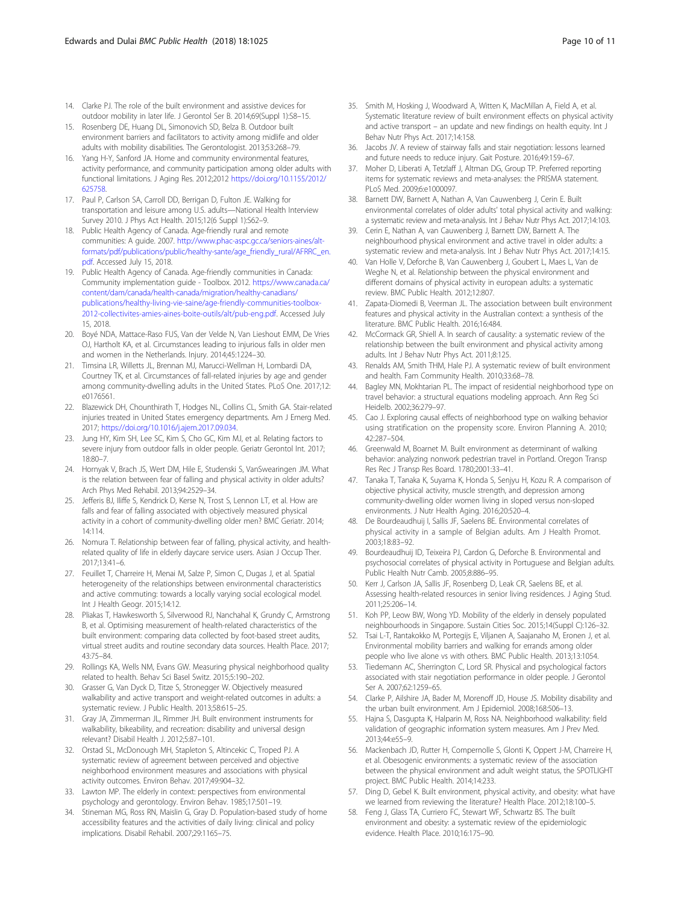14. Clarke PJ. The role of the built environment and assistive devices for outdoor mobility in later life. J Gerontol Ser B. 2014;69(Suppl 1):S8–15.
15. Rosenberg DE, Huang DL, Simonovich SD, Belza B. Outdoor built environment barriers and facilitators to activity among midlife and older adults with mobility disabilities. The Gerontologist. 2013;53:268–79.
16. Yang H-Y, Sanford JA. Home and community environmental features, activity performance, and community participation among older adults with functional limitations. J Aging Res. 2012;2012 https://doi.org/10.1155/2012/625758.
17. Paul P, Carlson SA, Carroll DD, Berrigan D, Fulton JE. Walking for transportation and leisure among U.S. adults—National Health Interview Survey 2010. J Phys Act Health. 2015;12(6 Suppl 1):S62–9.
18. Public Health Agency of Canada. Age-friendly rural and remote communities: A guide. 2007. http://www.phac-aspc.gc.ca/seniors-aines/alt-formats/pdf/publications/public/healthy-sante/age_friendly_rural/AFRRC_en.pdf. Accessed July 15, 2018.
19. Public Health Agency of Canada. Age-friendly communities in Canada: Community implementation guide - Toolbox. 2012. https://www.canada.ca/content/dam/canada/health-canada/migration/healthy-canadians/publications/healthy-living-vie-saine/age-friendly-communities-toolbox-2012-collectivites-amies-aines-boite-outils/alt/pub-eng.pdf. Accessed July 15, 2018.
20. Boyé NDA, Mattace-Raso FUS, Van der Velde N, Van Lieshout EMM, De Vries OJ, Hartholt KA, et al. Circumstances leading to injurious falls in older men and women in the Netherlands. Injury. 2014;45:1224–30.
21. Timsina LR, Willetts JL, Brennan MJ, Marucci-Wellman H, Lombardi DA, Courtney TK, et al. Circumstances of fall-related injuries by age and gender among community-dwelling adults in the United States. PLoS One. 2017;12:e0176561.
22. Blazewick DH, Chounthirath T, Hodges NL, Collins CL, Smith GA. Stair-related injuries treated in United States emergency departments. Am J Emerg Med. 2017; https://doi.org/10.1016/j.ajem.2017.09.034.
23. Jung HY, Kim SH, Lee SC, Kim S, Cho GC, Kim MJ, et al. Relating factors to severe injury from outdoor falls in older people. Geriatr Gerontol Int. 2017;18:80–7.
24. Hornyak V, Brach JS, Wert DM, Hile E, Studenski S, VanSwearingen JM. What is the relation between fear of falling and physical activity in older adults? Arch Phys Med Rehabil. 2013;94:2529–34.
25. Jefferis BJ, Iliffe S, Kendrick D, Kerse N, Trost S, Lennon LT, et al. How are falls and fear of falling associated with objectively measured physical activity in a cohort of community-dwelling older men? BMC Geriatr. 2014;14:114.
26. Nomura T. Relationship between fear of falling, physical activity, and health-related quality of life in elderly daycare service users. Asian J Occup Ther. 2017;13:41–6.
27. Feuillet T, Charreire H, Menai M, Salze P, Simon C, Dugas J, et al. Spatial heterogeneity of the relationships between environmental characteristics and active commuting: towards a locally varying social ecological model. Int J Health Geogr. 2015;14:12.
28. Pliakas T, Hawkesworth S, Silverwood RJ, Nanchahal K, Grundy C, Armstrong B, et al. Optimising measurement of health-related characteristics of the built environment: comparing data collected by foot-based street audits, virtual street audits and routine secondary data sources. Health Place. 2017;43:75–84.
29. Rollings KA, Wells NM, Evans GW. Measuring physical neighborhood quality related to health. Behav Sci Basel Switz. 2015;5:190–202.
30. Grasser G, Van Dyck D, Titze S, Stronegger W. Objectively measured walkability and active transport and weight-related outcomes in adults: a systematic review. J Public Health. 2013;58:615–25.
31. Gray JA, Zimmerman JL, Rimmer JH. Built environment instruments for walkability, bikeability, and recreation: disability and universal design relevant? Disabil Health J. 2012;5:87–101.
32. Orstad SL, McDonough MH, Stapleton S, Altincekic C, Troped PJ. A systematic review of agreement between perceived and objective neighborhood environment measures and associations with physical activity outcomes. Environ Behav. 2017;49:904–32.
33. Lawton MP. The elderly in context: perspectives from environmental psychology and gerontology. Environ Behav. 1985;17:501–19.
34. Stineman MG, Ross RN, Maislin G, Gray D. Population-based study of home accessibility features and the activities of daily living: clinical and policy implications. Disabil Rehabil. 2007;29:1165–75.
35. Smith M, Hosking J, Woodward A, Witten K, MacMillan A, Field A, et al. Systematic literature review of built environment effects on physical activity and active transport – an update and new findings on health equity. Int J Behav Nutr Phys Act. 2017;14:158.
36. Jacobs JV. A review of stairway falls and stair negotiation: lessons learned and future needs to reduce injury. Gait Posture. 2016;49:159–67.
37. Moher D, Liberati A, Tetzlaff J, Altman DG, Group TP. Preferred reporting items for systematic reviews and meta-analyses: the PRISMA statement. PLoS Med. 2009;6:e1000097.
38. Barnett DW, Barnett A, Nathan A, Van Cauwenberg J, Cerin E. Built environmental correlates of older adults' total physical activity and walking: a systematic review and meta-analysis. Int J Behav Nutr Phys Act. 2017;14:103.
39. Cerin E, Nathan A, van Cauwenberg J, Barnett DW, Barnett A. The neighbourhood physical environment and active travel in older adults: a systematic review and meta-analysis. Int J Behav Nutr Phys Act. 2017;14:15.
40. Van Holle V, Deforche B, Van Cauwenberg J, Goubert L, Maes L, Van de Weghe N, et al. Relationship between the physical environment and different domains of physical activity in european adults: a systematic review. BMC Public Health. 2012;12:807.
41. Zapata-Diomedi B, Veerman JL. The association between built environment features and physical activity in the Australian context: a synthesis of the literature. BMC Public Health. 2016;16:484.
42. McCormack GR, Shiell A. In search of causality: a systematic review of the relationship between the built environment and physical activity among adults. Int J Behav Nutr Phys Act. 2011;8:125.
43. Renalds AM, Smith THM, Hale PJ. A systematic review of built environment and health. Fam Community Health. 2010;33:68–78.
44. Bagley MN, Mokhtarian PL. The impact of residential neighborhood type on travel behavior: a structural equations modeling approach. Ann Reg Sci Heidelb. 2002;36:279–97.
45. Cao J. Exploring causal effects of neighborhood type on walking behavior using stratification on the propensity score. Environ Planning A. 2010;42:287–504.
46. Greenwald M, Boarnet M. Built environment as determinant of walking behavior: analyzing nonwork pedestrian travel in Portland. Oregon Transp Res Rec J Transp Res Board. 1780;2001:33–41.
47. Tanaka T, Tanaka K, Suyama K, Honda S, Senjyu H, Kozu R. A comparison of objective physical activity, muscle strength, and depression among community-dwelling older women living in sloped versus non-sloped environments. J Nutr Health Aging. 2016;20:520–4.
48. De Bourdeaudhuij I, Sallis JF, Saelens BE. Environmental correlates of physical activity in a sample of Belgian adults. Am J Health Promot. 2003;18:83–92.
49. Bourdeaudhuij ID, Teixeira PJ, Cardon G, Deforche B. Environmental and psychosocial correlates of physical activity in Portuguese and Belgian adults. Public Health Nutr Camb. 2005;8:886–95.
50. Kerr J, Carlson JA, Sallis JF, Rosenberg D, Leak CR, Saelens BE, et al. Assessing health-related resources in senior living residences. J Aging Stud. 2011;25:206–14.
51. Koh PP, Leow BW, Wong YD. Mobility of the elderly in densely populated neighbourhoods in Singapore. Sustain Cities Soc. 2015;14(Suppl C):126–32.
52. Tsai L-T, Rantakokko M, Portegijs E, Viljanen A, Saajanaho M, Eronen J, et al. Environmental mobility barriers and walking for errands among older people who live alone vs with others. BMC Public Health. 2013;13:1054.
53. Tiedemann AC, Sherrington C, Lord SR. Physical and psychological factors associated with stair negotiation performance in older people. J Gerontol Ser A. 2007;62:1259–65.
54. Clarke P, Ailshire JA, Bader M, Morenoff JD, House JS. Mobility disability and the urban built environment. Am J Epidemiol. 2008;168:506–13.
55. Hajna S, Dasgupta K, Halparin M, Ross NA. Neighborhood walkability: field validation of geographic information system measures. Am J Prev Med. 2013;44:e55–9.
56. Mackenbach JD, Rutter H, Compernolle S, Glonti K, Oppert J-M, Charreire H, et al. Obesogenic environments: a systematic review of the association between the physical environment and adult weight status, the SPOTLIGHT project. BMC Public Health. 2014;14:233.
57. Ding D, Gebel K. Built environment, physical activity, and obesity: what have we learned from reviewing the literature? Health Place. 2012;18:100–5.
58. Feng J, Glass TA, Curriero FC, Stewart WF, Schwartz BS. The built environment and obesity: a systematic review of the epidemiologic evidence. Health Place. 2010;16:175–90.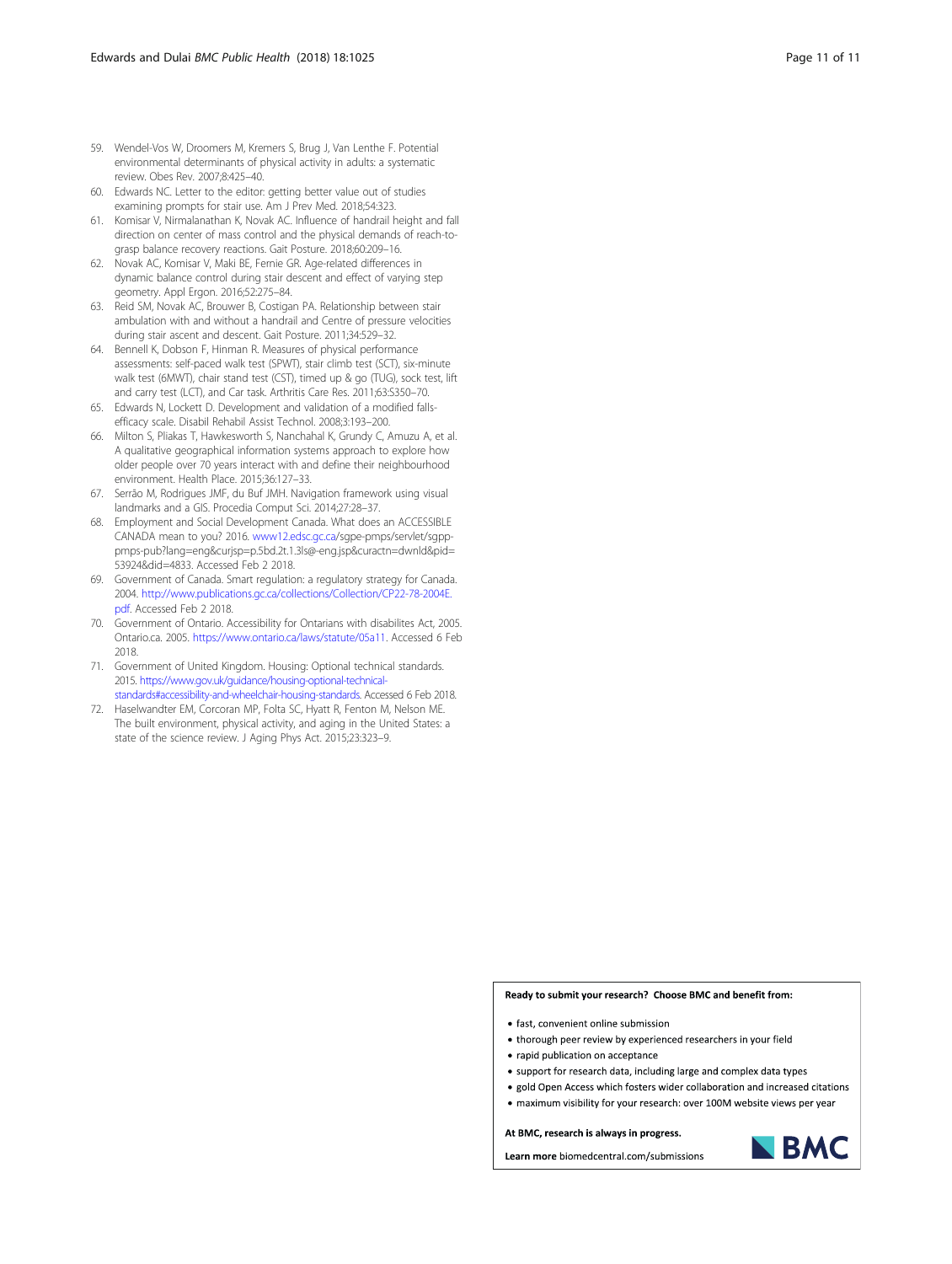59. Wendel-Vos W, Droomers M, Kremers S, Brug J, Van Lenthe F. Potential environmental determinants of physical activity in adults: a systematic review. Obes Rev. 2007;8:425–40.
60. Edwards NC. Letter to the editor: getting better value out of studies examining prompts for stair use. Am J Prev Med. 2018;54:323.
61. Komisar V, Nirmalanathan K, Novak AC. Influence of handrail height and fall direction on center of mass control and the physical demands of reach-to-grasp balance recovery reactions. Gait Posture. 2018;60:209–16.
62. Novak AC, Komisar V, Maki BE, Fernie GR. Age-related differences in dynamic balance control during stair descent and effect of varying step geometry. Appl Ergon. 2016;52:275–84.
63. Reid SM, Novak AC, Brouwer B, Costigan PA. Relationship between stair ambulation with and without a handrail and Centre of pressure velocities during stair ascent and descent. Gait Posture. 2011;34:529–32.
64. Bennell K, Dobson F, Hinman R. Measures of physical performance assessments: self-paced walk test (SPWT), stair climb test (SCT), six-minute walk test (6MWT), chair stand test (CST), timed up & go (TUG), sock test, lift and carry test (LCT), and Car task. Arthritis Care Res. 2011;63:S350–70.
65. Edwards N, Lockett D. Development and validation of a modified falls-efficacy scale. Disabil Rehabil Assist Technol. 2008;3:193–200.
66. Milton S, Pliakas T, Hawkesworth S, Nanchahal K, Grundy C, Amuzu A, et al. A qualitative geographical information systems approach to explore how older people over 70 years interact with and define their neighbourhood environment. Health Place. 2015;36:127–33.
67. Serrão M, Rodrigues JMF, du Buf JMH. Navigation framework using visual landmarks and a GIS. Procedia Comput Sci. 2014;27:28–37.
68. Employment and Social Development Canada. What does an ACCESSIBLE CANADA mean to you? 2016. www12.edsc.gc.ca/sgpe-pmps/servlet/sgpp-pmps-pub?lang=eng&curjsp=p.5bd.2t.1.3ls@-eng.jsp&curactn=dwnld&pid=53924&did=4833. Accessed Feb 2 2018.
69. Government of Canada. Smart regulation: a regulatory strategy for Canada. 2004. http://www.publications.gc.ca/collections/Collection/CP22-78-2004E.pdf. Accessed Feb 2 2018.
70. Government of Ontario. Accessibility for Ontarians with disabilites Act, 2005. Ontario.ca. 2005. https://www.ontario.ca/laws/statute/05a11. Accessed 6 Feb 2018.
71. Government of United Kingdom. Housing: Optional technical standards. 2015. https://www.gov.uk/guidance/housing-optional-technical-standards#accessibility-and-wheelchair-housing-standards. Accessed 6 Feb 2018.
72. Haselwandter EM, Corcoran MP, Folta SC, Hyatt R, Fenton M, Nelson ME. The built environment, physical activity, and aging in the United States: a state of the science review. J Aging Phys Act. 2015;23:323–9.

**Ready to submit your research? Choose BMC and benefit from:**

- fast, convenient online submission
- thorough peer review by experienced researchers in your field
- rapid publication on acceptance
- support for research data, including large and complex data types
- gold Open Access which fosters wider collaboration and increased citations
- maximum visibility for your research: over 100M website views per year

**At BMC, research is always in progress.**

**Learn more** biomedcentral.com/submissions

BMC